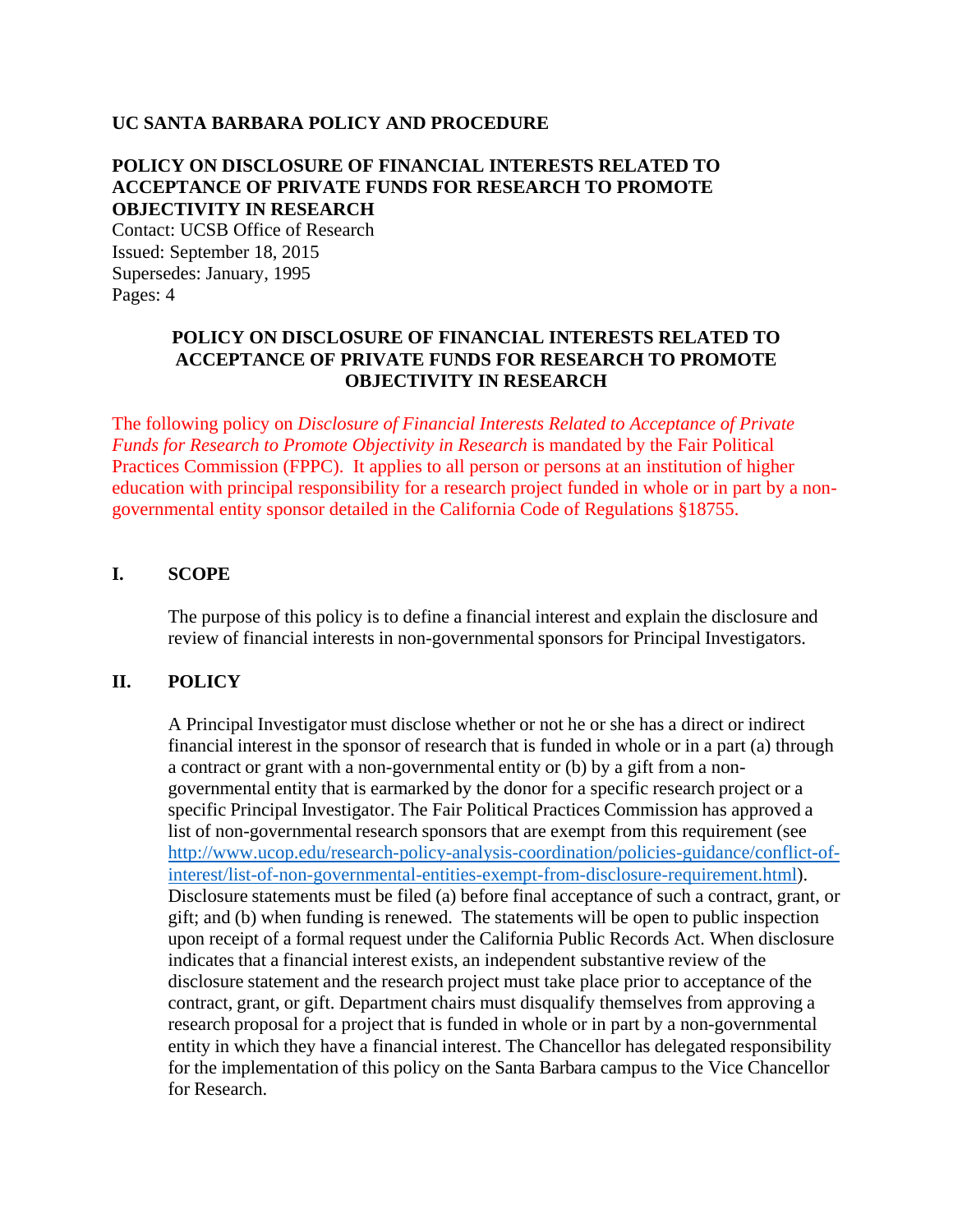**UC SANTA BARBARA POLICY AND PROCEDURE**

**POLICY ON DISCLOSURE OF FINANCIAL INTERESTS RELATED TO ACCEPTANCE OF PRIVATE FUNDS FOR RESEARCH TO PROMOTE OBJECTIVITY IN RESEARCH**

Contact: UCSB Office of Research
Issued: September 18, 2015
Supersedes: January, 1995
Pages: 4

# POLICY ON DISCLOSURE OF FINANCIAL INTERESTS RELATED TO ACCEPTANCE OF PRIVATE FUNDS FOR RESEARCH TO PROMOTE OBJECTIVITY IN RESEARCH

The following policy on *Disclosure of Financial Interests Related to Acceptance of Private Funds for Research to Promote Objectivity in Research* is mandated by the Fair Political Practices Commission (FPPC). It applies to all person or persons at an institution of higher education with principal responsibility for a research project funded in whole or in part by a non-governmental entity sponsor detailed in the California Code of Regulations §18755.

## I. SCOPE

The purpose of this policy is to define a financial interest and explain the disclosure and review of financial interests in non-governmental sponsors for Principal Investigators.

## II. POLICY

A Principal Investigator must disclose whether or not he or she has a direct or indirect financial interest in the sponsor of research that is funded in whole or in a part (a) through a contract or grant with a non-governmental entity or (b) by a gift from a non-governmental entity that is earmarked by the donor for a specific research project or a specific Principal Investigator. The Fair Political Practices Commission has approved a list of non-governmental research sponsors that are exempt from this requirement (see http://www.ucop.edu/research-policy-analysis-coordination/policies-guidance/conflict-of-interest/list-of-non-governmental-entities-exempt-from-disclosure-requirement.html). Disclosure statements must be filed (a) before final acceptance of such a contract, grant, or gift; and (b) when funding is renewed. The statements will be open to public inspection upon receipt of a formal request under the California Public Records Act. When disclosure indicates that a financial interest exists, an independent substantive review of the disclosure statement and the research project must take place prior to acceptance of the contract, grant, or gift. Department chairs must disqualify themselves from approving a research proposal for a project that is funded in whole or in part by a non-governmental entity in which they have a financial interest. The Chancellor has delegated responsibility for the implementation of this policy on the Santa Barbara campus to the Vice Chancellor for Research.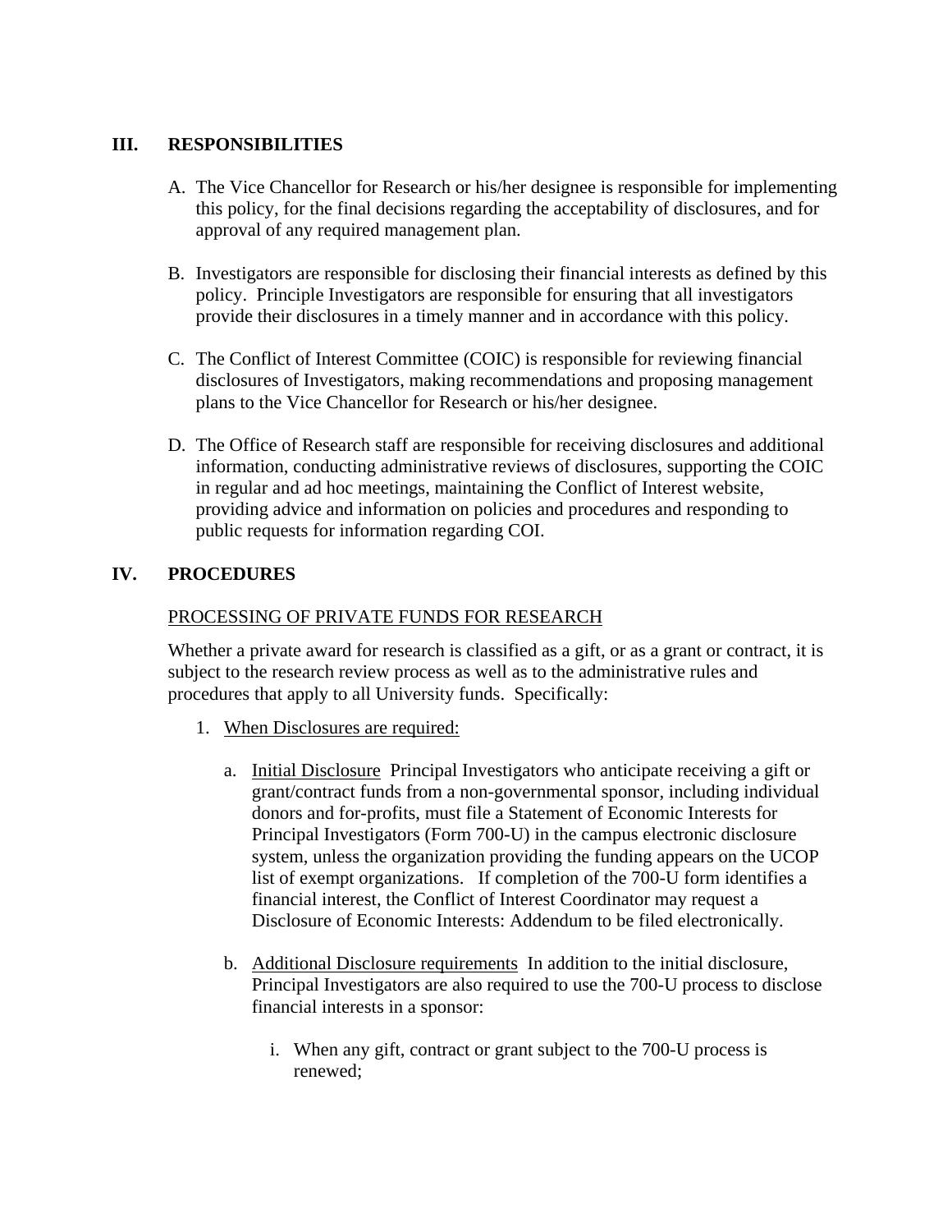## III. RESPONSIBILITIES

A. The Vice Chancellor for Research or his/her designee is responsible for implementing this policy, for the final decisions regarding the acceptability of disclosures, and for approval of any required management plan.

B. Investigators are responsible for disclosing their financial interests as defined by this policy. Principle Investigators are responsible for ensuring that all investigators provide their disclosures in a timely manner and in accordance with this policy.

C. The Conflict of Interest Committee (COIC) is responsible for reviewing financial disclosures of Investigators, making recommendations and proposing management plans to the Vice Chancellor for Research or his/her designee.

D. The Office of Research staff are responsible for receiving disclosures and additional information, conducting administrative reviews of disclosures, supporting the COIC in regular and ad hoc meetings, maintaining the Conflict of Interest website, providing advice and information on policies and procedures and responding to public requests for information regarding COI.

## IV. PROCEDURES

<u>PROCESSING OF PRIVATE FUNDS FOR RESEARCH</u>

Whether a private award for research is classified as a gift, or as a grant or contract, it is subject to the research review process as well as to the administrative rules and procedures that apply to all University funds. Specifically:

1. <u>When Disclosures are required:</u>

   a. <u>Initial Disclosure</u> Principal Investigators who anticipate receiving a gift or grant/contract funds from a non-governmental sponsor, including individual donors and for-profits, must file a Statement of Economic Interests for Principal Investigators (Form 700-U) in the campus electronic disclosure system, unless the organization providing the funding appears on the UCOP list of exempt organizations. If completion of the 700-U form identifies a financial interest, the Conflict of Interest Coordinator may request a Disclosure of Economic Interests: Addendum to be filed electronically.

   b. <u>Additional Disclosure requirements</u> In addition to the initial disclosure, Principal Investigators are also required to use the 700-U process to disclose financial interests in a sponsor:

      i. When any gift, contract or grant subject to the 700-U process is renewed;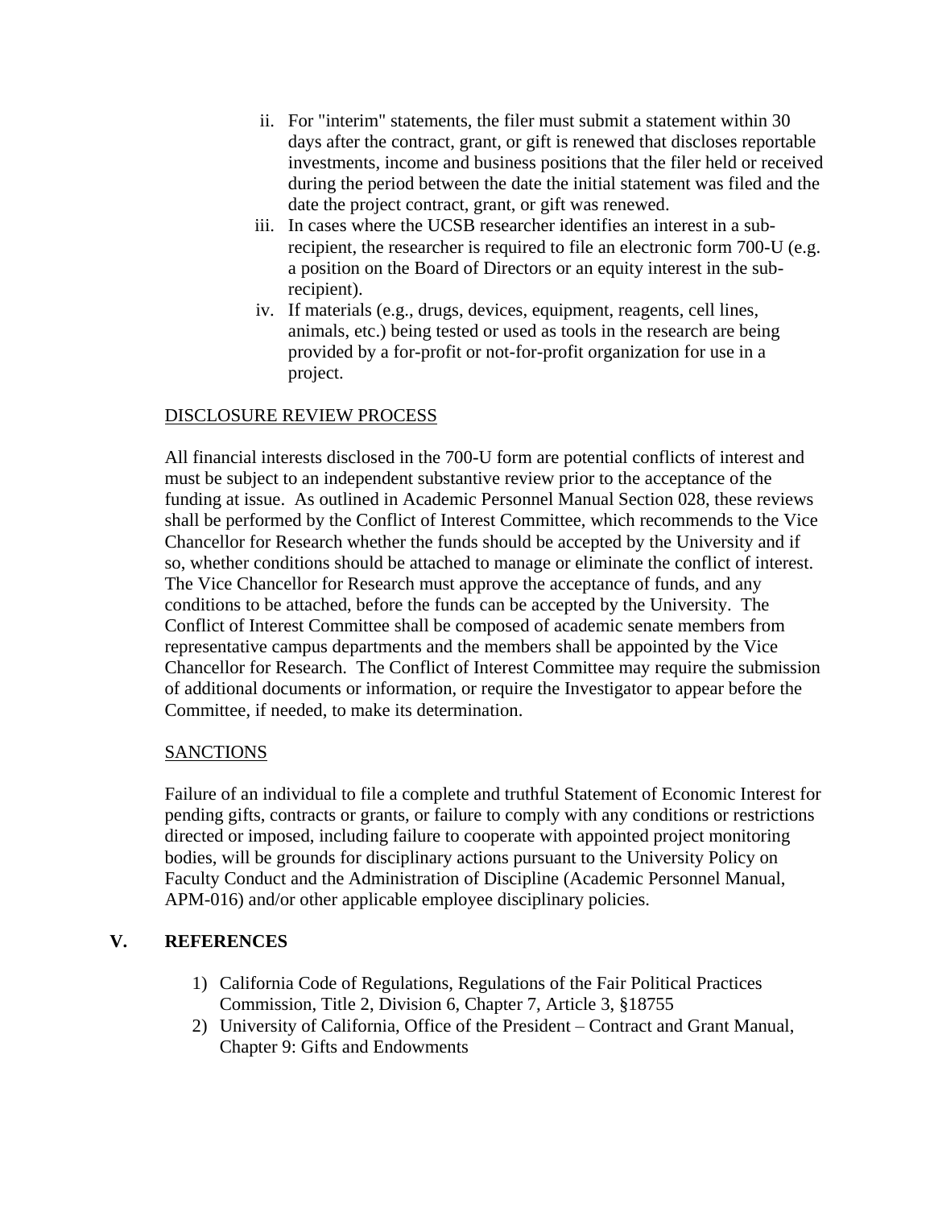ii. For "interim" statements, the filer must submit a statement within 30 days after the contract, grant, or gift is renewed that discloses reportable investments, income and business positions that the filer held or received during the period between the date the initial statement was filed and the date the project contract, grant, or gift was renewed.

iii. In cases where the UCSB researcher identifies an interest in a sub-recipient, the researcher is required to file an electronic form 700-U (e.g. a position on the Board of Directors or an equity interest in the sub-recipient).

iv. If materials (e.g., drugs, devices, equipment, reagents, cell lines, animals, etc.) being tested or used as tools in the research are being provided by a for-profit or not-for-profit organization for use in a project.

<u>DISCLOSURE REVIEW PROCESS</u>

All financial interests disclosed in the 700-U form are potential conflicts of interest and must be subject to an independent substantive review prior to the acceptance of the funding at issue. As outlined in Academic Personnel Manual Section 028, these reviews shall be performed by the Conflict of Interest Committee, which recommends to the Vice Chancellor for Research whether the funds should be accepted by the University and if so, whether conditions should be attached to manage or eliminate the conflict of interest. The Vice Chancellor for Research must approve the acceptance of funds, and any conditions to be attached, before the funds can be accepted by the University. The Conflict of Interest Committee shall be composed of academic senate members from representative campus departments and the members shall be appointed by the Vice Chancellor for Research. The Conflict of Interest Committee may require the submission of additional documents or information, or require the Investigator to appear before the Committee, if needed, to make its determination.

<u>SANCTIONS</u>

Failure of an individual to file a complete and truthful Statement of Economic Interest for pending gifts, contracts or grants, or failure to comply with any conditions or restrictions directed or imposed, including failure to cooperate with appointed project monitoring bodies, will be grounds for disciplinary actions pursuant to the University Policy on Faculty Conduct and the Administration of Discipline (Academic Personnel Manual, APM-016) and/or other applicable employee disciplinary policies.

## V. REFERENCES

1) California Code of Regulations, Regulations of the Fair Political Practices Commission, Title 2, Division 6, Chapter 7, Article 3, §18755
2) University of California, Office of the President – Contract and Grant Manual, Chapter 9: Gifts and Endowments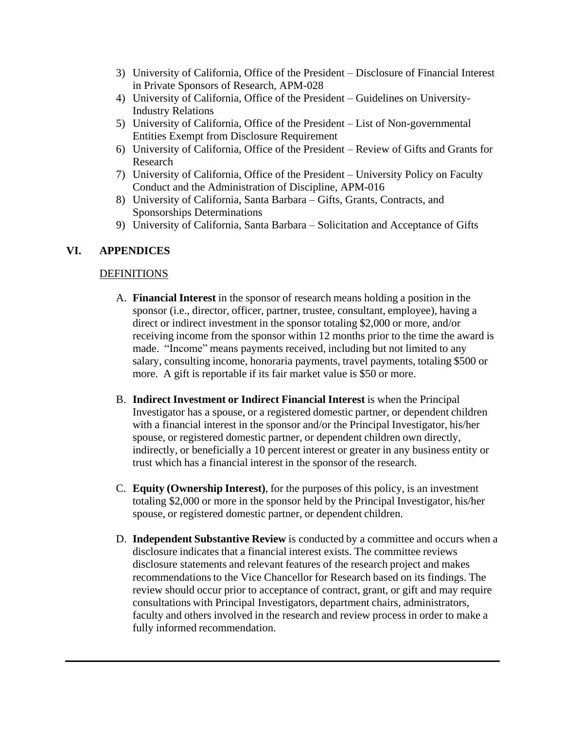3) University of California, Office of the President – Disclosure of Financial Interest in Private Sponsors of Research, APM-028
4) University of California, Office of the President – Guidelines on University-Industry Relations
5) University of California, Office of the President – List of Non-governmental Entities Exempt from Disclosure Requirement
6) University of California, Office of the President – Review of Gifts and Grants for Research
7) University of California, Office of the President – University Policy on Faculty Conduct and the Administration of Discipline, APM-016
8) University of California, Santa Barbara – Gifts, Grants, Contracts, and Sponsorships Determinations
9) University of California, Santa Barbara – Solicitation and Acceptance of Gifts

## VI. APPENDICES

DEFINITIONS

A. **Financial Interest** in the sponsor of research means holding a position in the sponsor (i.e., director, officer, partner, trustee, consultant, employee), having a direct or indirect investment in the sponsor totaling $2,000 or more, and/or receiving income from the sponsor within 12 months prior to the time the award is made. "Income" means payments received, including but not limited to any salary, consulting income, honoraria payments, travel payments, totaling $500 or more. A gift is reportable if its fair market value is $50 or more.

B. **Indirect Investment or Indirect Financial Interest** is when the Principal Investigator has a spouse, or a registered domestic partner, or dependent children with a financial interest in the sponsor and/or the Principal Investigator, his/her spouse, or registered domestic partner, or dependent children own directly, indirectly, or beneficially a 10 percent interest or greater in any business entity or trust which has a financial interest in the sponsor of the research.

C. **Equity (Ownership Interest)**, for the purposes of this policy, is an investment totaling $2,000 or more in the sponsor held by the Principal Investigator, his/her spouse, or registered domestic partner, or dependent children.

D. **Independent Substantive Review** is conducted by a committee and occurs when a disclosure indicates that a financial interest exists. The committee reviews disclosure statements and relevant features of the research project and makes recommendations to the Vice Chancellor for Research based on its findings. The review should occur prior to acceptance of contract, grant, or gift and may require consultations with Principal Investigators, department chairs, administrators, faculty and others involved in the research and review process in order to make a fully informed recommendation.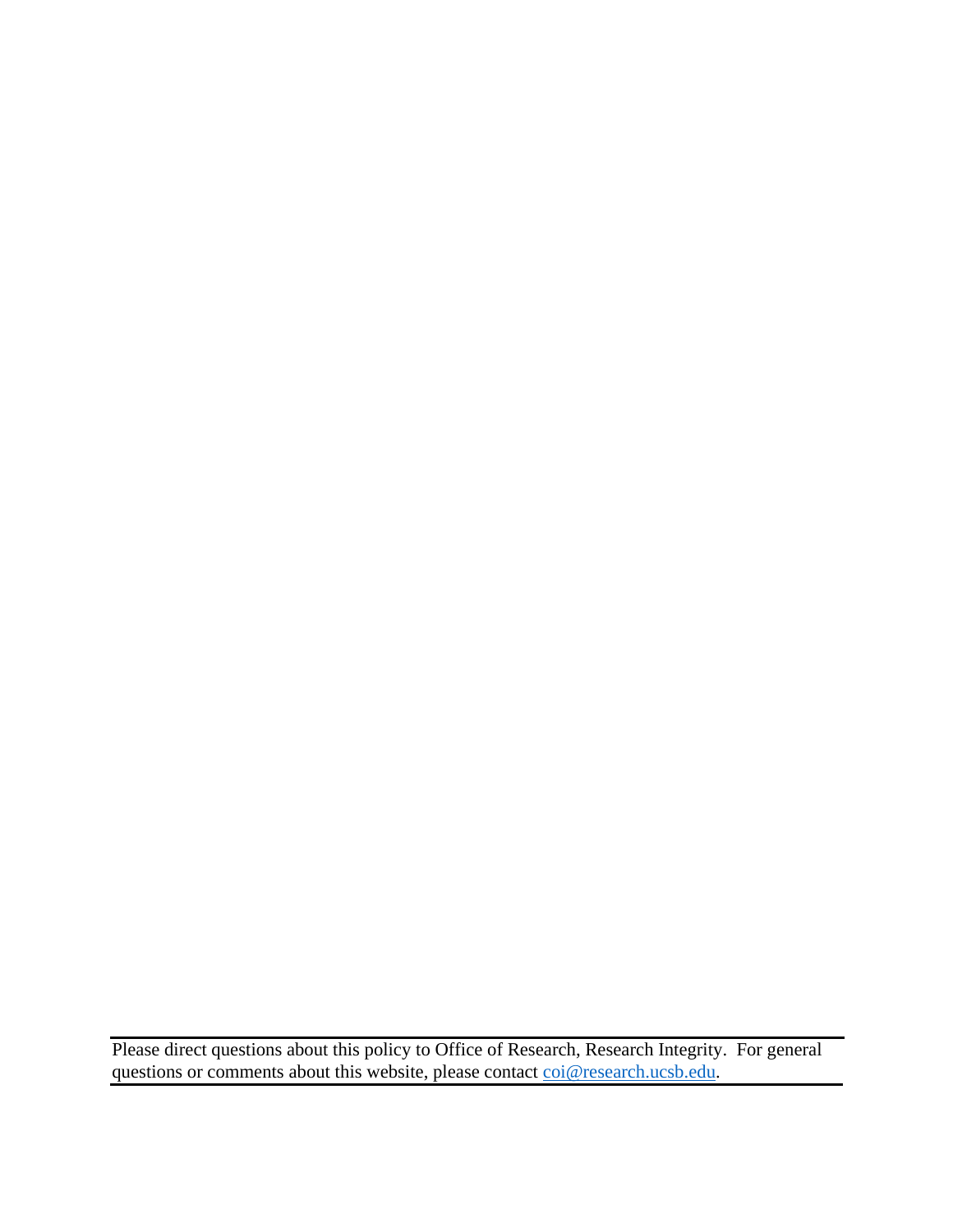Please direct questions about this policy to Office of Research, Research Integrity. For general questions or comments about this website, please contact [coi@research.ucsb.edu](mailto:coi@research.ucsb.edu).